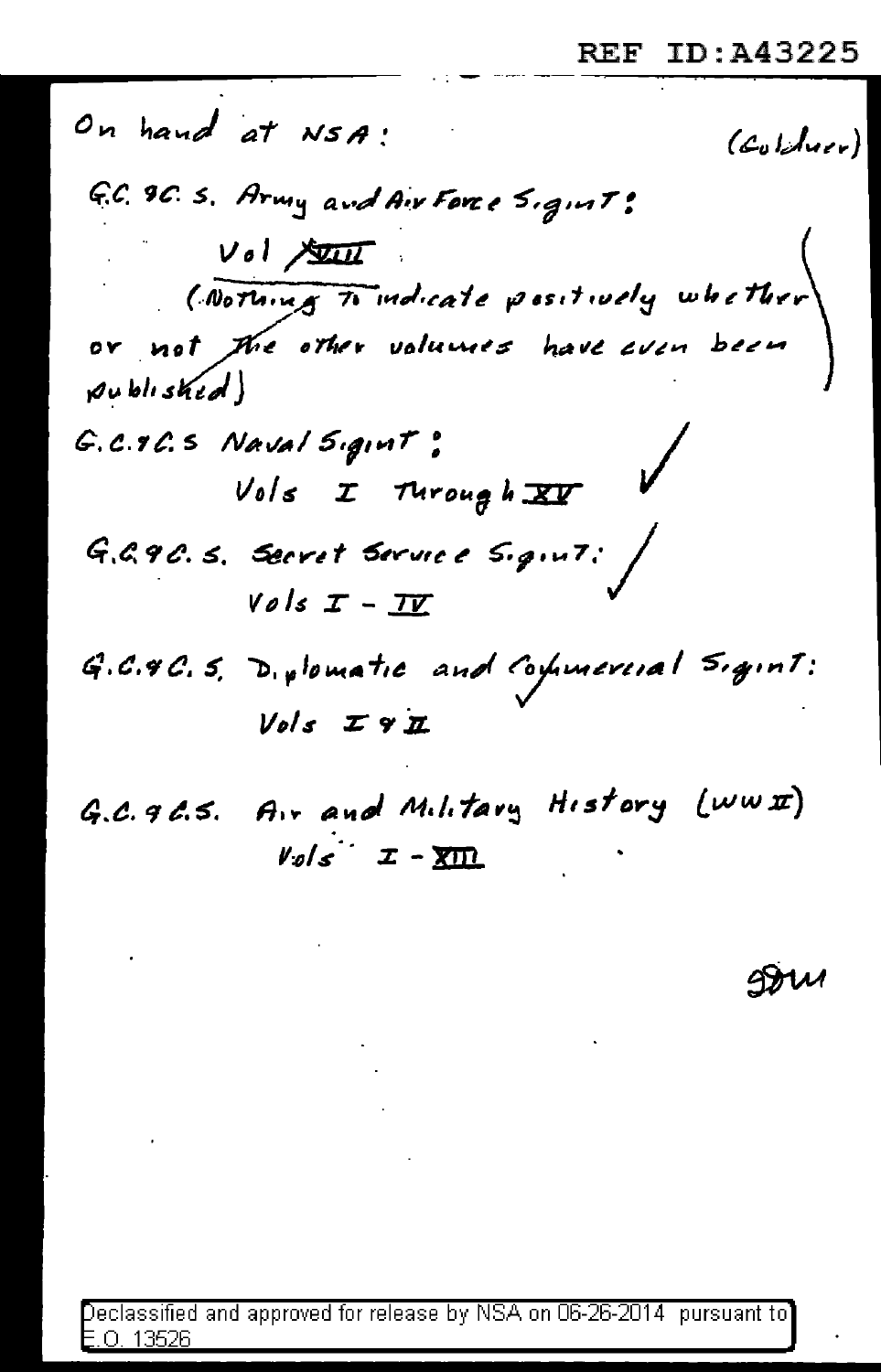On hand at NSA: (Coldwer)

G.C. & C. S. Army and Air Force SigInT:

Vol ~~VIII~~

(Nothing to indicate positively whether or not the other volumes have even been published)

G.C. & C.S Naval SigInT:

Vols I Through XV ✓

G.C. & C. S. Secret Service SigInT: ✓

Vols I - IV

G.C. & C. S. Diplomatic and Commercial SigInT: ✓

Vols I & II

G.C. & C.S. Air and Military History (WW II)

Vols I - XIII

SDM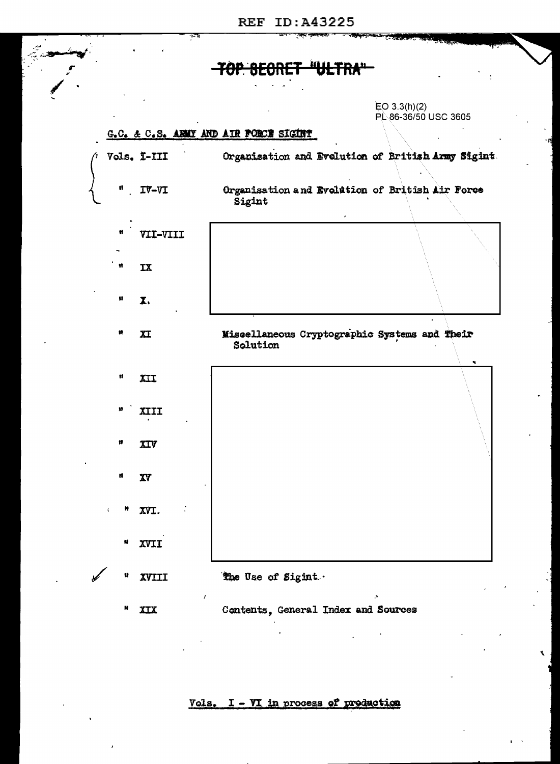REF ID:A43225

~~TOP SECRET "ULTRA"~~

EO 3.3(h)(2)
PL 86-36/50 USC 3605

G.C. & C.S. ARMY AND AIR FORCE SIGINT

| | |
|---|---|
| Vols. I-III | Organisation and Evolution of British Army Sigint |
| " IV-VI | Organisation and Evolution of British Air Force Sigint |
| " VII-VIII | |
| " IX | |
| " X. | |
| " XI | Miscellaneous Cryptographic Systems and Their Solution |
| " XII | |
| " XIII | |
| " XIV | |
| " XV | |
| " XVI. | |
| " XVII | |
| " XVIII | The Use of Sigint. |
| " XIX | Contents, General Index and Sources |

Vols. I - VI in process of production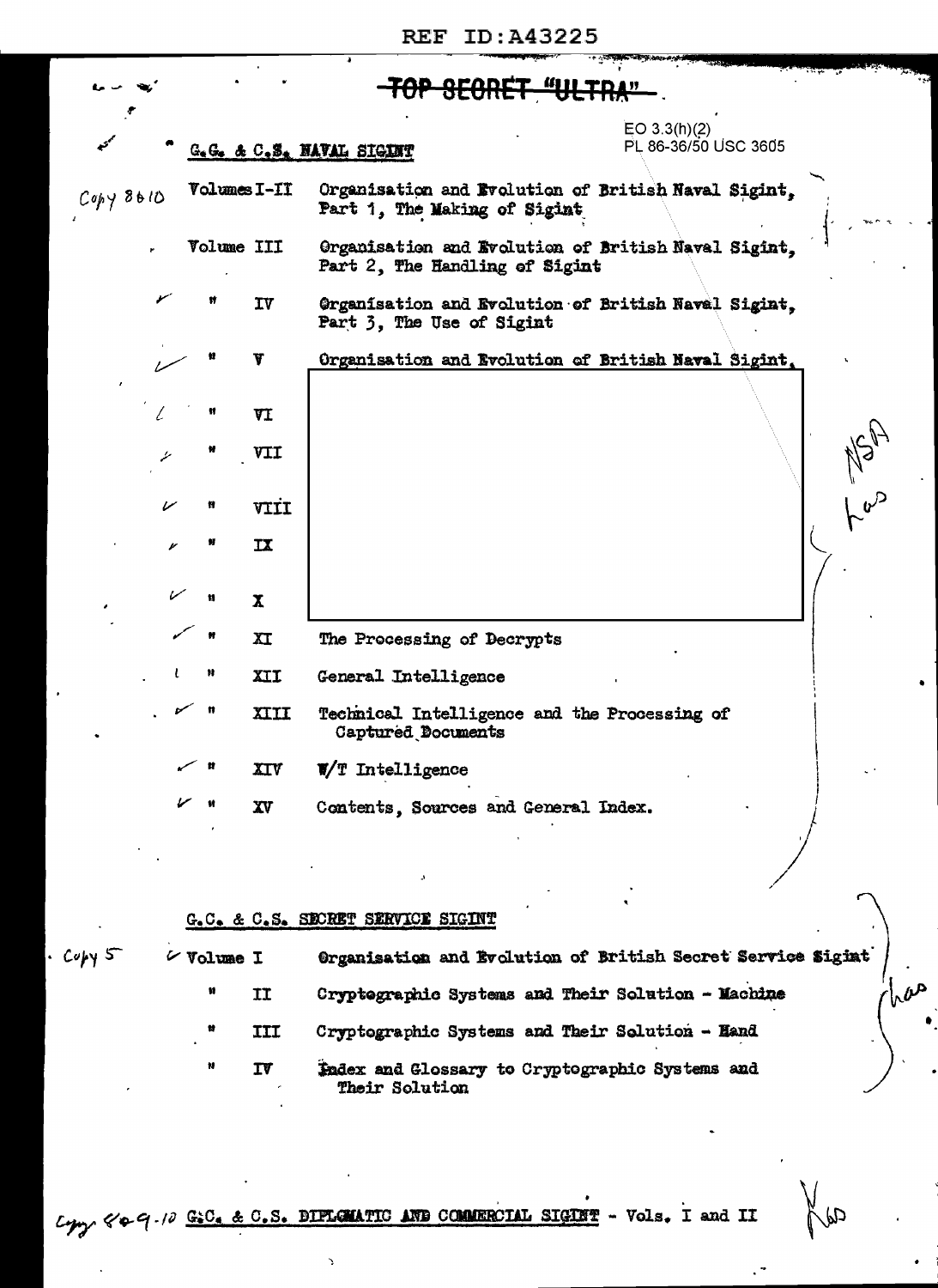REF ID:A43225

TOP SECRET "ULTRA"

EO 3.3(h)(2)
PL 86-36/50 USC 3605

G.C. & C.S. NAVAL SIGINT

Copy 8610

| | | |
|---|---|---|
| Volumes I-II | | Organisation and Evolution of British Naval Sigint, Part 1, The Making of Sigint |
| Volume III | | Organisation and Evolution of British Naval Sigint, Part 2, The Handling of Sigint |
| " | IV | Organisation and Evolution of British Naval Sigint, Part 3, The Use of Sigint |
| " | V | Organisation and Evolution of British Naval Sigint, |
| " | VI | |
| " | VII | |
| " | VIII | |
| " | IX | |
| " | X | |
| " | XI | The Processing of Decrypts |
| " | XII | General Intelligence |
| " | XIII | Technical Intelligence and the Processing of Captured Documents |
| " | XIV | W/T Intelligence |
| " | XV | Contents, Sources and General Index. |

NSA has

G.C. & C.S. SECRET SERVICE SIGINT

Copy 5

| | | |
|---|---|---|
| Volume I | | Organisation and Evolution of British Secret Service Sigint |
| " | II | Cryptographic Systems and Their Solution - Machine |
| " | III | Cryptographic Systems and Their Solution - Hand |
| " | IV | Index and Glossary to Cryptographic Systems and Their Solution |

has

Copy 8 & 9-10 G.C. & C.S. DIPLOMATIC AND COMMERCIAL SIGINT - Vols. I and II

NSA